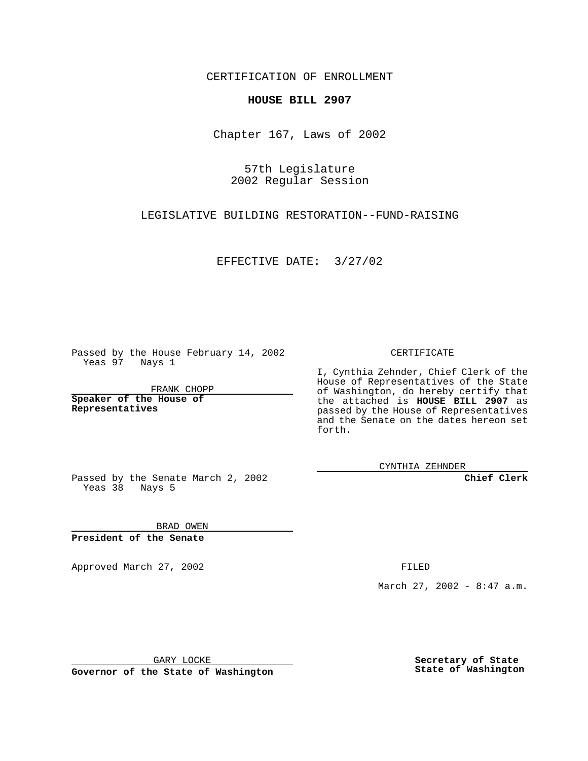CERTIFICATION OF ENROLLMENT

**HOUSE BILL 2907**

Chapter 167, Laws of 2002

57th Legislature
2002 Regular Session

LEGISLATIVE BUILDING RESTORATION--FUND-RAISING

EFFECTIVE DATE: 3/27/02

Passed by the House February 14, 2002
Yeas 97 Nays 1

FRANK CHOPP

**Speaker of the House of Representatives**

Passed by the Senate March 2, 2002
Yeas 38 Nays 5

BRAD OWEN

**President of the Senate**

Approved March 27, 2002

GARY LOCKE

**Governor of the State of Washington**

CERTIFICATE

I, Cynthia Zehnder, Chief Clerk of the House of Representatives of the State of Washington, do hereby certify that the attached is **HOUSE BILL 2907** as passed by the House of Representatives and the Senate on the dates hereon set forth.

CYNTHIA ZEHNDER

**Chief Clerk**

FILED

March 27, 2002 - 8:47 a.m.

**Secretary of State**
**State of Washington**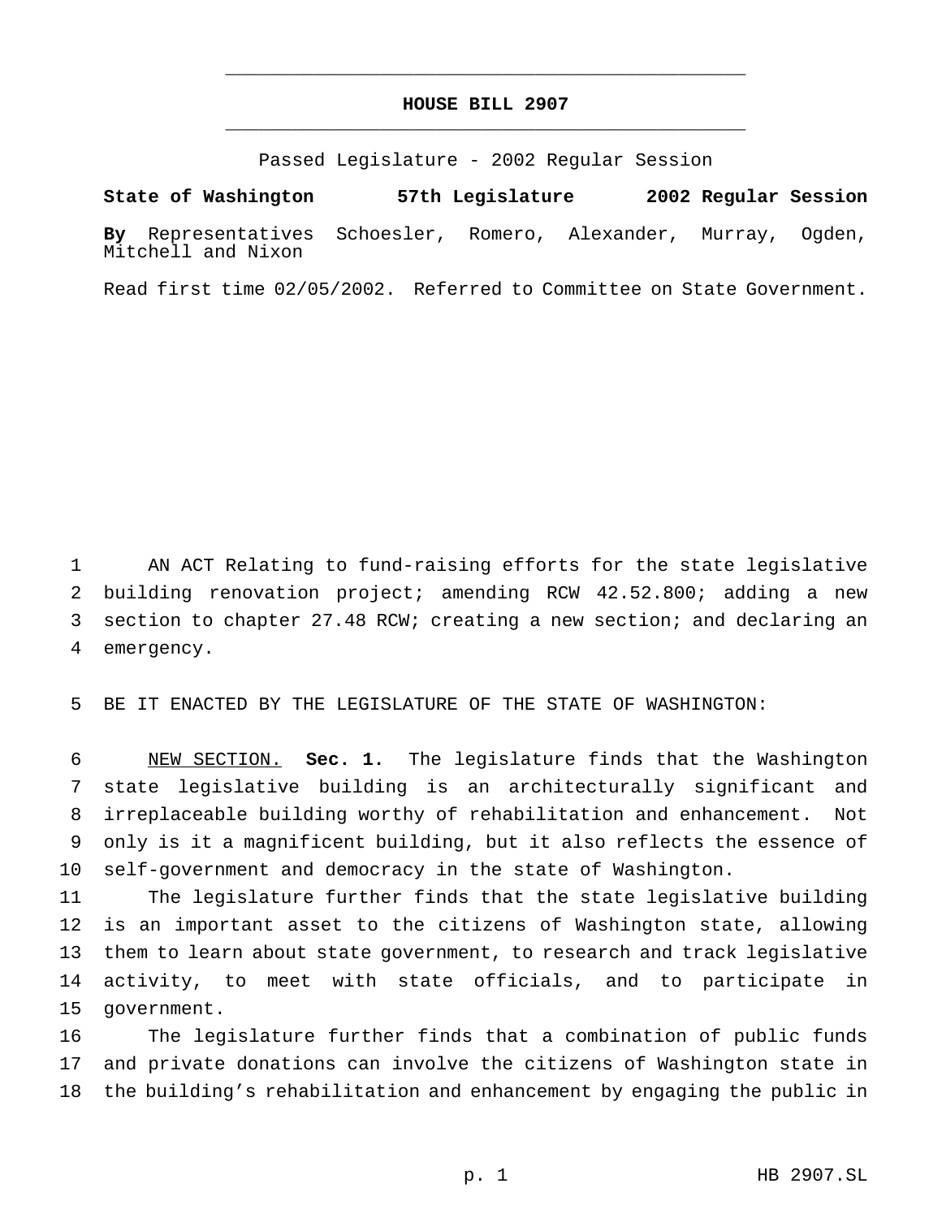# HOUSE BILL 2907

Passed Legislature - 2002 Regular Session

**State of Washington 57th Legislature 2002 Regular Session**

**By** Representatives Schoesler, Romero, Alexander, Murray, Ogden, Mitchell and Nixon

Read first time 02/05/2002. Referred to Committee on State Government.

AN ACT Relating to fund-raising efforts for the state legislative building renovation project; amending RCW 42.52.800; adding a new section to chapter 27.48 RCW; creating a new section; and declaring an emergency.

BE IT ENACTED BY THE LEGISLATURE OF THE STATE OF WASHINGTON:

NEW SECTION. **Sec. 1.** The legislature finds that the Washington state legislative building is an architecturally significant and irreplaceable building worthy of rehabilitation and enhancement. Not only is it a magnificent building, but it also reflects the essence of self-government and democracy in the state of Washington.

The legislature further finds that the state legislative building is an important asset to the citizens of Washington state, allowing them to learn about state government, to research and track legislative activity, to meet with state officials, and to participate in government.

The legislature further finds that a combination of public funds and private donations can involve the citizens of Washington state in the building's rehabilitation and enhancement by engaging the public in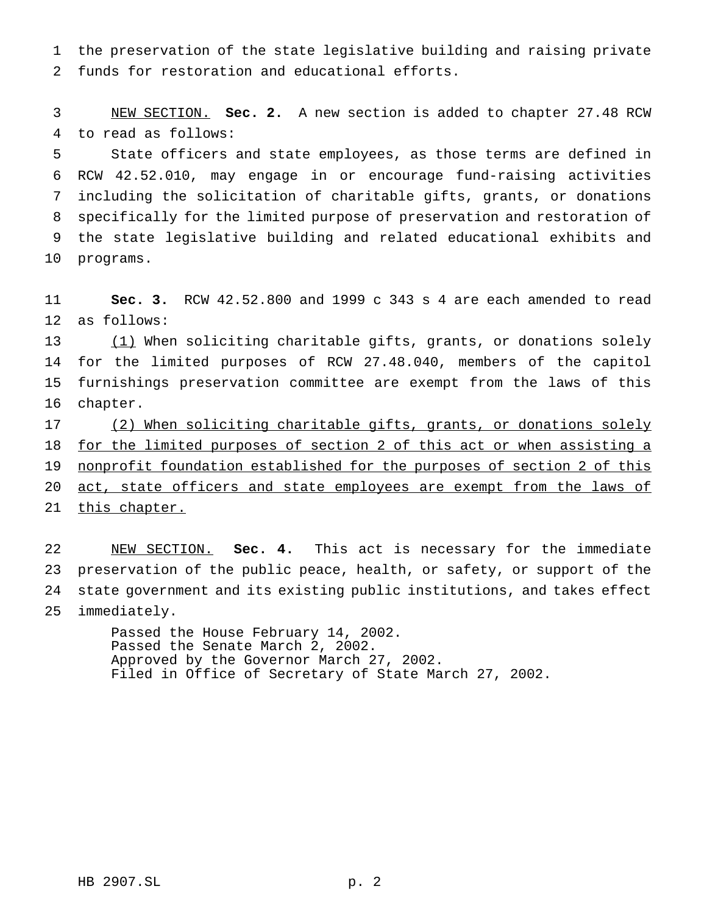the preservation of the state legislative building and raising private funds for restoration and educational efforts.

NEW SECTION. **Sec. 2.** A new section is added to chapter 27.48 RCW to read as follows:

State officers and state employees, as those terms are defined in RCW 42.52.010, may engage in or encourage fund-raising activities including the solicitation of charitable gifts, grants, or donations specifically for the limited purpose of preservation and restoration of the state legislative building and related educational exhibits and programs.

**Sec. 3.** RCW 42.52.800 and 1999 c 343 s 4 are each amended to read as follows:

(1) When soliciting charitable gifts, grants, or donations solely for the limited purposes of RCW 27.48.040, members of the capitol furnishings preservation committee are exempt from the laws of this chapter.

(2) When soliciting charitable gifts, grants, or donations solely for the limited purposes of section 2 of this act or when assisting a nonprofit foundation established for the purposes of section 2 of this act, state officers and state employees are exempt from the laws of this chapter.

NEW SECTION. **Sec. 4.** This act is necessary for the immediate preservation of the public peace, health, or safety, or support of the state government and its existing public institutions, and takes effect immediately.

Passed the House February 14, 2002.
Passed the Senate March 2, 2002.
Approved by the Governor March 27, 2002.
Filed in Office of Secretary of State March 27, 2002.